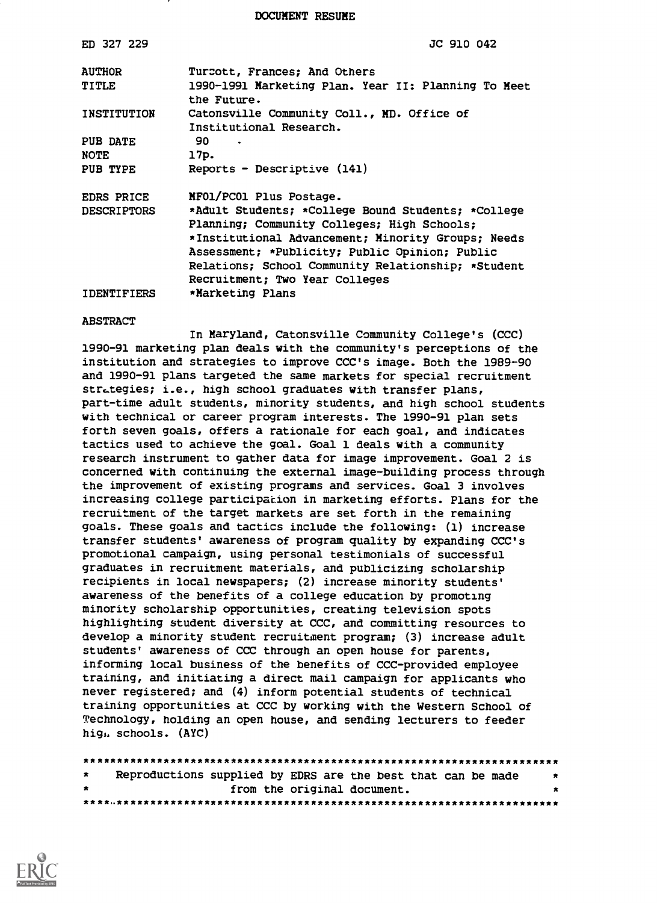DOCUMENT RESUME

| | |
|---|---|
| ED 327 229 | JC 910 042 |
| AUTHOR | Turcott, Frances; And Others |
| TITLE | 1990-1991 Marketing Plan. Year II: Planning To Meet the Future. |
| INSTITUTION | Catonsville Community Coll., MD. Office of Institutional Research. |
| PUB DATE | 90 |
| NOTE | 17p. |
| PUB TYPE | Reports - Descriptive (141) |
| EDRS PRICE | MF01/PC01 Plus Postage. |
| DESCRIPTORS | *Adult Students; *College Bound Students; *College Planning; Community Colleges; High Schools; *Institutional Advancement; Minority Groups; Needs Assessment; *Publicity; Public Opinion; Public Relations; School Community Relationship; *Student Recruitment; Two Year Colleges |
| IDENTIFIERS | *Marketing Plans |

ABSTRACT

In Maryland, Catonsville Community College's (CCC) 1990-91 marketing plan deals with the community's perceptions of the institution and strategies to improve CCC's image. Both the 1989-90 and 1990-91 plans targeted the same markets for special recruitment strategies; i.e., high school graduates with transfer plans, part-time adult students, minority students, and high school students with technical or career program interests. The 1990-91 plan sets forth seven goals, offers a rationale for each goal, and indicates tactics used to achieve the goal. Goal 1 deals with a community research instrument to gather data for image improvement. Goal 2 is concerned with continuing the external image-building process through the improvement of existing programs and services. Goal 3 involves increasing college participation in marketing efforts. Plans for the recruitment of the target markets are set forth in the remaining goals. These goals and tactics include the following: (1) increase transfer students' awareness of program quality by expanding CCC's promotional campaign, using personal testimonials of successful graduates in recruitment materials, and publicizing scholarship recipients in local newspapers; (2) increase minority students' awareness of the benefits of a college education by promoting minority scholarship opportunities, creating television spots highlighting student diversity at CCC, and committing resources to develop a minority student recruitment program; (3) increase adult students' awareness of CCC through an open house for parents, informing local business of the benefits of CCC-provided employee training, and initiating a direct mail campaign for applicants who never registered; and (4) inform potential students of technical training opportunities at CCC by working with the Western School of Technology, holding an open house, and sending lecturers to feeder high schools. (AYC)

***********************************************************************
* Reproductions supplied by EDRS are the best that can be made *
* from the original document. *
***********************************************************************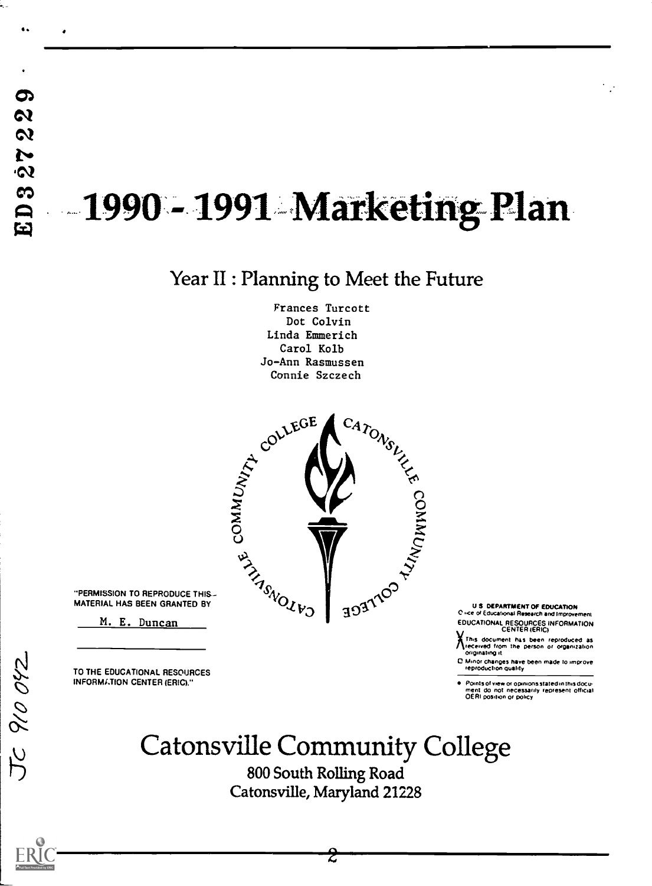# 1990 - 1991 Marketing Plan

## Year II : Planning to Meet the Future

Frances Turcott
Dot Colvin
Linda Emmerich
Carol Kolb
Jo-Ann Rasmussen
Connie Szczech

"PERMISSION TO REPRODUCE THIS MATERIAL HAS BEEN GRANTED BY

M. E. Duncan

TO THE EDUCATIONAL RESOURCES INFORMATION CENTER (ERIC)."

U.S. DEPARTMENT OF EDUCATION
Office of Educational Research and Improvement
EDUCATIONAL RESOURCES INFORMATION CENTER (ERIC)

- X This document has been reproduced as received from the person or organization originating it.
- Minor changes have been made to improve reproduction quality.
- Points of view or opinions stated in this document do not necessarily represent official OERI position or policy.

ED327229

JC 910 042

# Catonsville Community College

800 South Rolling Road
Catonsville, Maryland 21228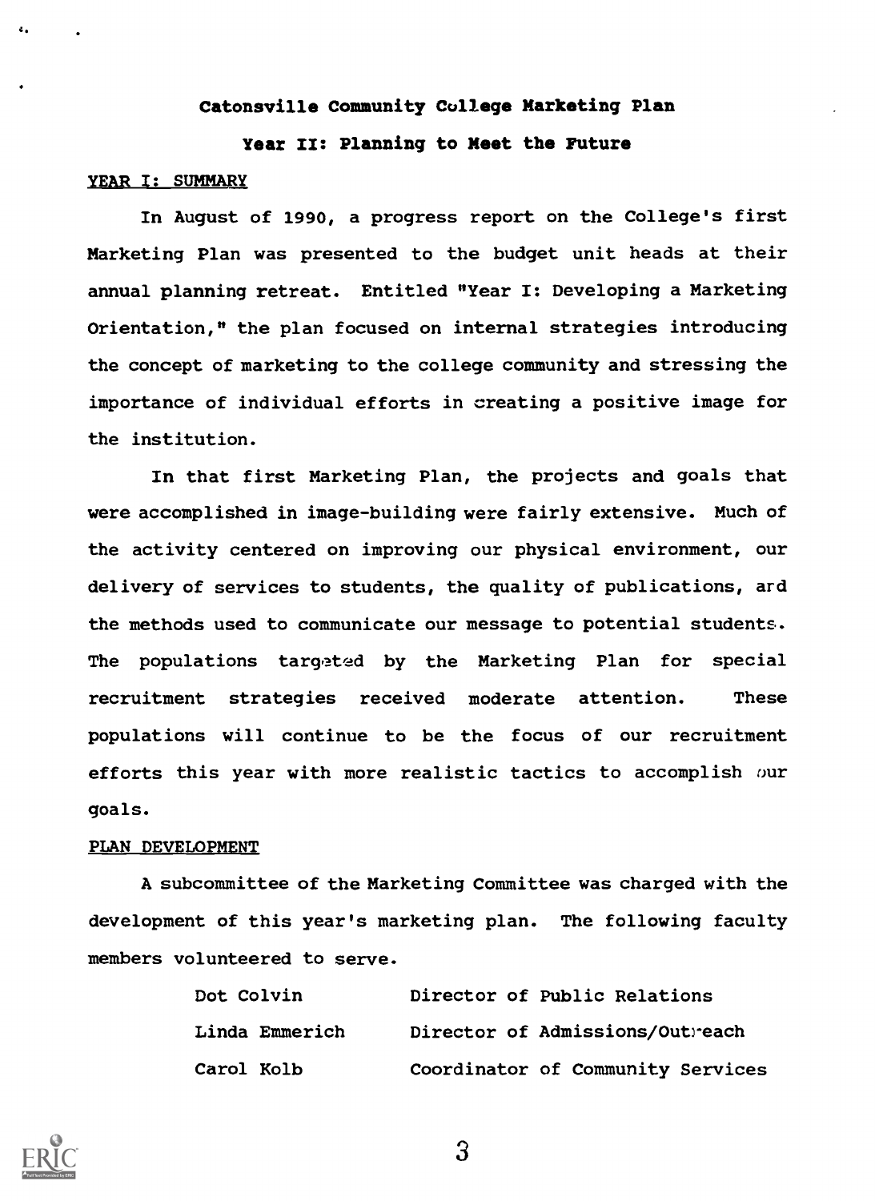**Catonsville Community College Marketing Plan**

**Year II: Planning to Meet the Future**

YEAR I: SUMMARY

In August of 1990, a progress report on the College's first Marketing Plan was presented to the budget unit heads at their annual planning retreat. Entitled "Year I: Developing a Marketing Orientation," the plan focused on internal strategies introducing the concept of marketing to the college community and stressing the importance of individual efforts in creating a positive image for the institution.

In that first Marketing Plan, the projects and goals that were accomplished in image-building were fairly extensive. Much of the activity centered on improving our physical environment, our delivery of services to students, the quality of publications, and the methods used to communicate our message to potential students. The populations targeted by the Marketing Plan for special recruitment strategies received moderate attention. These populations will continue to be the focus of our recruitment efforts this year with more realistic tactics to accomplish our goals.

PLAN DEVELOPMENT

A subcommittee of the Marketing Committee was charged with the development of this year's marketing plan. The following faculty members volunteered to serve.

| | |
|---|---|
| Dot Colvin | Director of Public Relations |
| Linda Emmerich | Director of Admissions/Outreach |
| Carol Kolb | Coordinator of Community Services |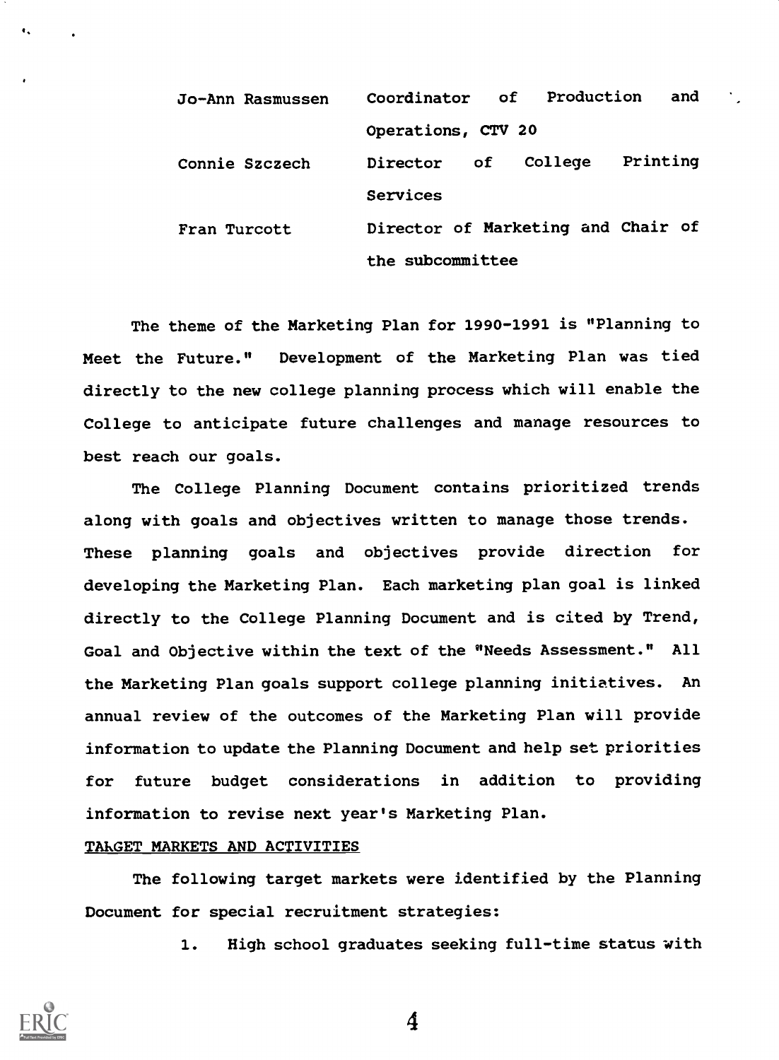| | |
|---|---|
| Jo-Ann Rasmussen | Coordinator of Production and Operations, CTV 20 |
| Connie Szczech | Director of College Printing Services |
| Fran Turcott | Director of Marketing and Chair of the subcommittee |

The theme of the Marketing Plan for 1990-1991 is "Planning to Meet the Future." Development of the Marketing Plan was tied directly to the new college planning process which will enable the College to anticipate future challenges and manage resources to best reach our goals.

The College Planning Document contains prioritized trends along with goals and objectives written to manage those trends. These planning goals and objectives provide direction for developing the Marketing Plan. Each marketing plan goal is linked directly to the College Planning Document and is cited by Trend, Goal and Objective within the text of the "Needs Assessment." All the Marketing Plan goals support college planning initiatives. An annual review of the outcomes of the Marketing Plan will provide information to update the Planning Document and help set priorities for future budget considerations in addition to providing information to revise next year's Marketing Plan.

TARGET MARKETS AND ACTIVITIES

The following target markets were identified by the Planning Document for special recruitment strategies:

1. High school graduates seeking full-time status with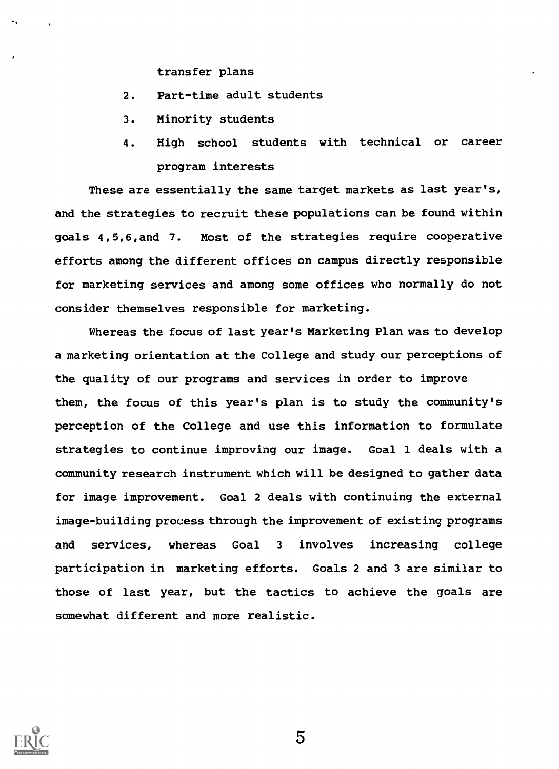transfer plans

2. Part-time adult students
3. Minority students
4. High school students with technical or career program interests

These are essentially the same target markets as last year's, and the strategies to recruit these populations can be found within goals 4,5,6,and 7. Most of the strategies require cooperative efforts among the different offices on campus directly responsible for marketing services and among some offices who normally do not consider themselves responsible for marketing.

Whereas the focus of last year's Marketing Plan was to develop a marketing orientation at the College and study our perceptions of the quality of our programs and services in order to improve them, the focus of this year's plan is to study the community's perception of the College and use this information to formulate strategies to continue improving our image. Goal 1 deals with a community research instrument which will be designed to gather data for image improvement. Goal 2 deals with continuing the external image-building process through the improvement of existing programs and services, whereas Goal 3 involves increasing college participation in marketing efforts. Goals 2 and 3 are similar to those of last year, but the tactics to achieve the goals are somewhat different and more realistic.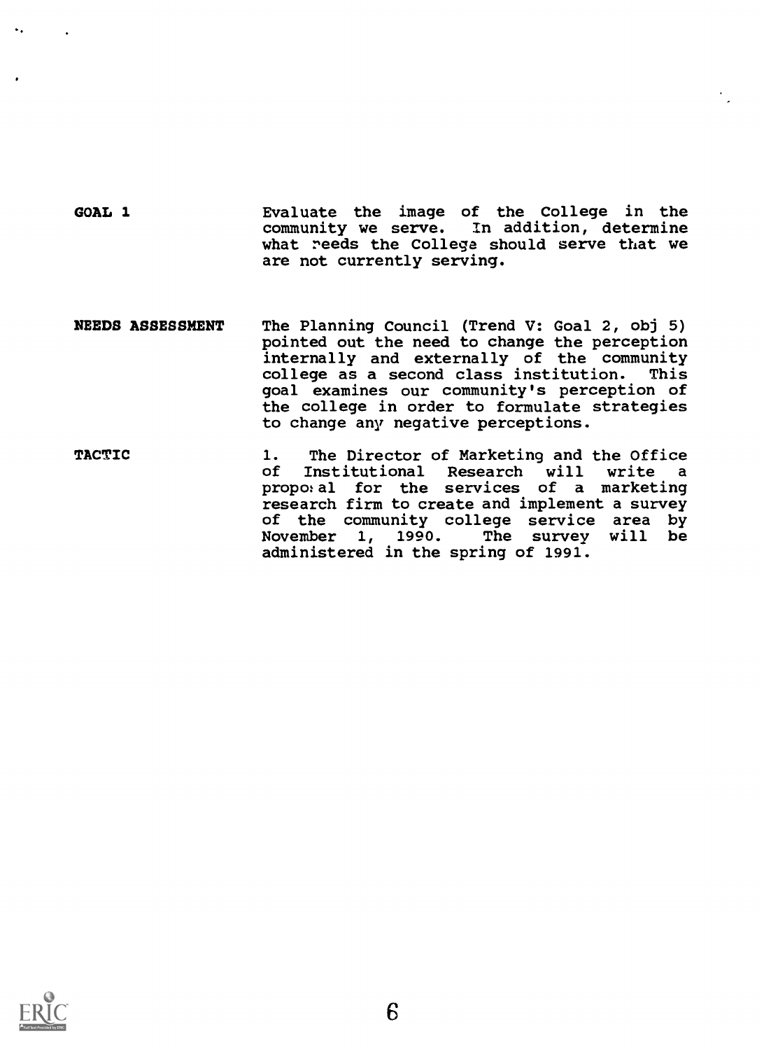**GOAL 1**

Evaluate the image of the College in the community we serve. In addition, determine what needs the College should serve that we are not currently serving.

**NEEDS ASSESSMENT**

The Planning Council (Trend V: Goal 2, obj 5) pointed out the need to change the perception internally and externally of the community college as a second class institution. This goal examines our community's perception of the college in order to formulate strategies to change any negative perceptions.

**TACTIC**

1. The Director of Marketing and the Office of Institutional Research will write a proposal for the services of a marketing research firm to create and implement a survey of the community college service area by November 1, 1990. The survey will be administered in the spring of 1991.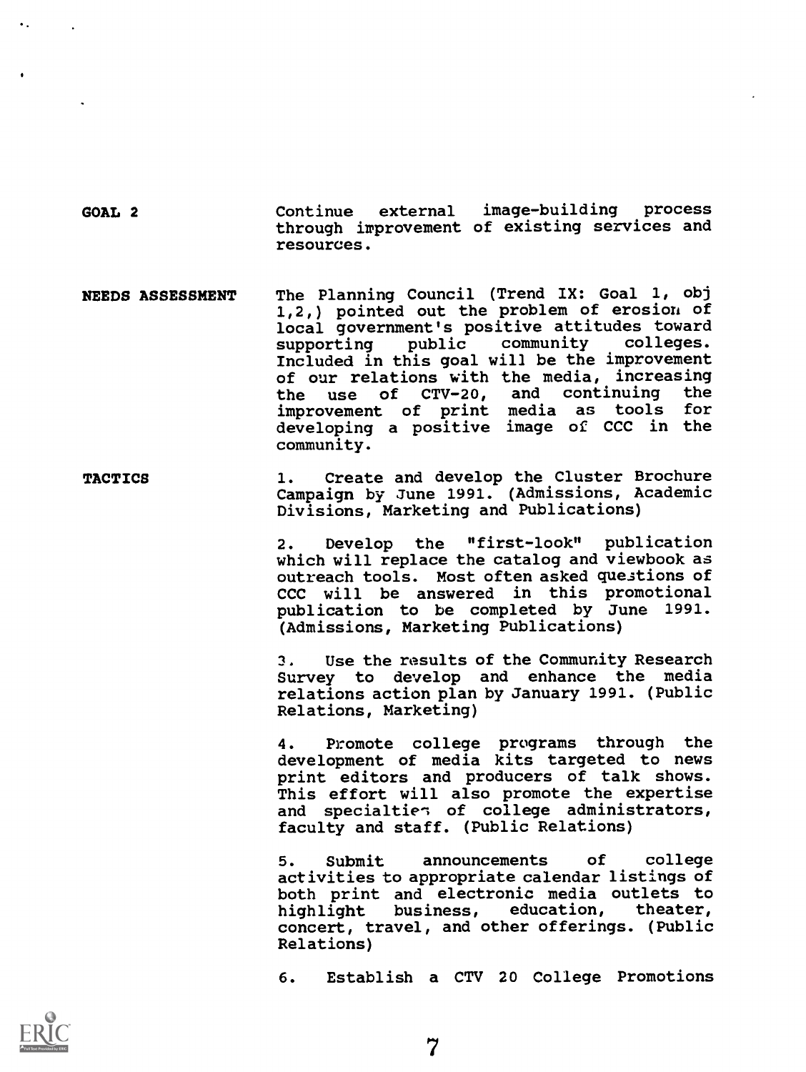**GOAL 2**

Continue external image-building process through improvement of existing services and resources.

**NEEDS ASSESSMENT**

The Planning Council (Trend IX: Goal 1, obj 1,2,) pointed out the problem of erosion of local government's positive attitudes toward supporting public community colleges. Included in this goal will be the improvement of our relations with the media, increasing the use of CTV-20, and continuing the improvement of print media as tools for developing a positive image of CCC in the community.

**TACTICS**

1. Create and develop the Cluster Brochure Campaign by June 1991. (Admissions, Academic Divisions, Marketing and Publications)

2. Develop the "first-look" publication which will replace the catalog and viewbook as outreach tools. Most often asked questions of CCC will be answered in this promotional publication to be completed by June 1991. (Admissions, Marketing Publications)

3. Use the results of the Community Research Survey to develop and enhance the media relations action plan by January 1991. (Public Relations, Marketing)

4. Promote college programs through the development of media kits targeted to news print editors and producers of talk shows. This effort will also promote the expertise and specialties of college administrators, faculty and staff. (Public Relations)

5. Submit announcements of college activities to appropriate calendar listings of both print and electronic media outlets to highlight business, education, theater, concert, travel, and other offerings. (Public Relations)

6. Establish a CTV 20 College Promotions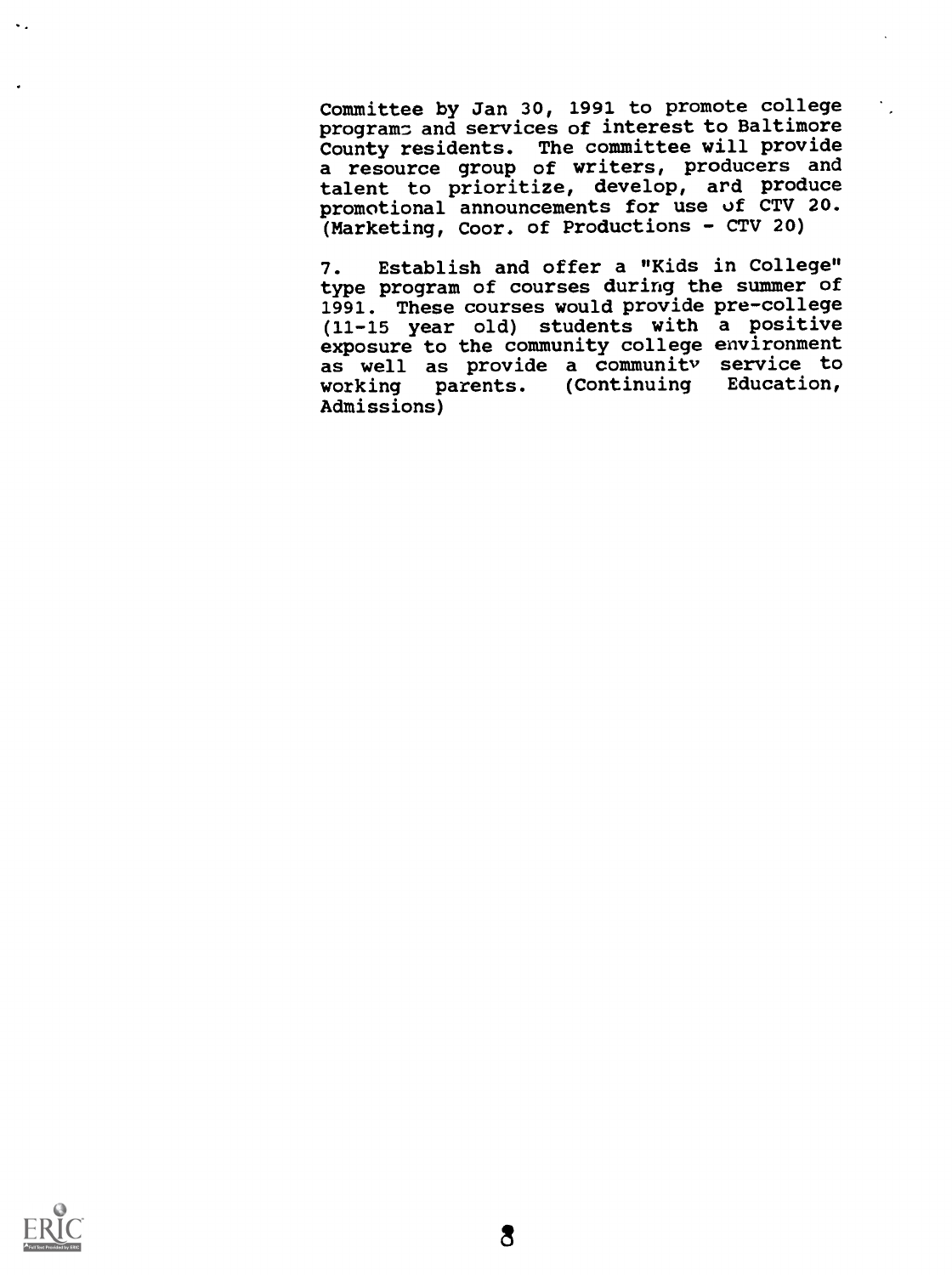Committee by Jan 30, 1991 to promote college programs and services of interest to Baltimore County residents. The committee will provide a resource group of writers, producers and talent to prioritize, develop, and produce promotional announcements for use of CTV 20. (Marketing, Coor. of Productions - CTV 20)

7. Establish and offer a "Kids in College" type program of courses during the summer of 1991. These courses would provide pre-college (11-15 year old) students with a positive exposure to the community college environment as well as provide a community service to working parents. (Continuing Education, Admissions)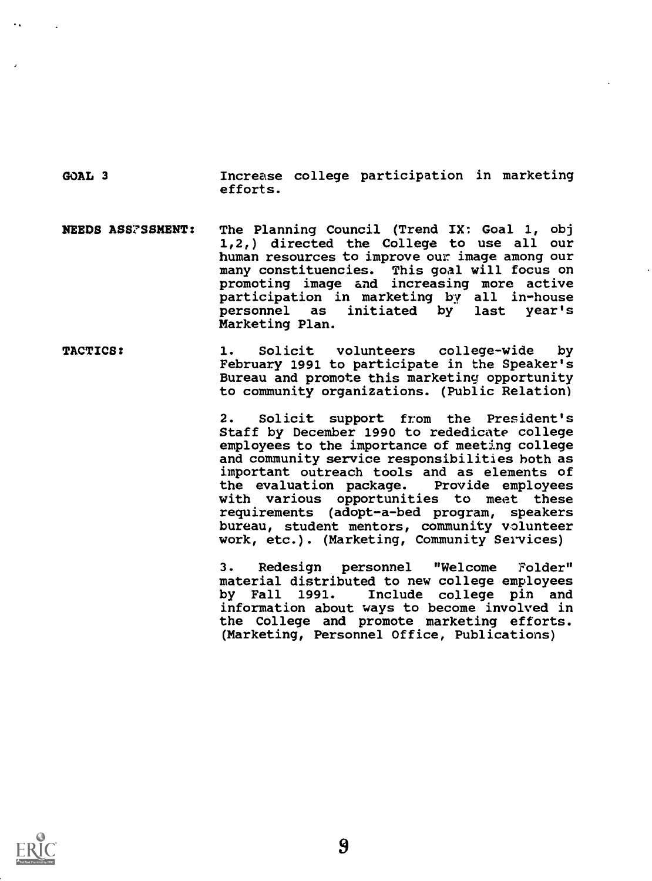**GOAL 3** Increase college participation in marketing efforts.

**NEEDS ASSESSMENT:** The Planning Council (Trend IX: Goal 1, obj 1,2,) directed the College to use all our human resources to improve our image among our many constituencies. This goal will focus on promoting image and increasing more active participation in marketing by all in-house personnel as initiated by last year's Marketing Plan.

**TACTICS:**

1. Solicit volunteers college-wide by February 1991 to participate in the Speaker's Bureau and promote this marketing opportunity to community organizations. (Public Relation)

2. Solicit support from the President's Staff by December 1990 to rededicate college employees to the importance of meeting college and community service responsibilities both as important outreach tools and as elements of the evaluation package. Provide employees with various opportunities to meet these requirements (adopt-a-bed program, speakers bureau, student mentors, community volunteer work, etc.). (Marketing, Community Services)

3. Redesign personnel "Welcome Folder" material distributed to new college employees by Fall 1991. Include college pin and information about ways to become involved in the College and promote marketing efforts. (Marketing, Personnel Office, Publications)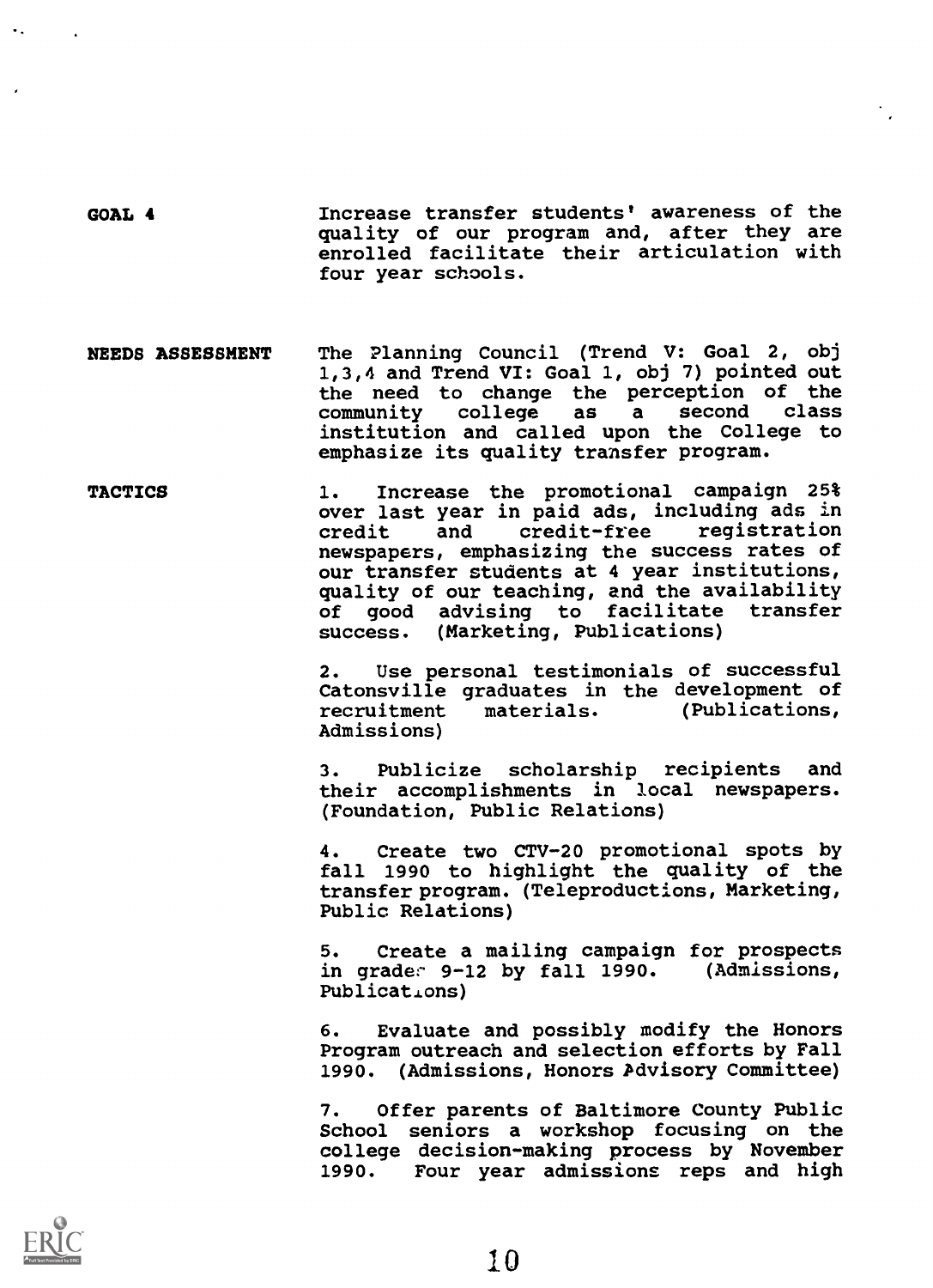**GOAL 4**

Increase transfer students' awareness of the quality of our program and, after they are enrolled facilitate their articulation with four year schools.

**NEEDS ASSESSMENT**

The Planning Council (Trend V: Goal 2, obj 1,3,4 and Trend VI: Goal 1, obj 7) pointed out the need to change the perception of the community college as a second class institution and called upon the College to emphasize its quality transfer program.

**TACTICS**

1. Increase the promotional campaign 25% over last year in paid ads, including ads in credit and credit-free registration newspapers, emphasizing the success rates of our transfer students at 4 year institutions, quality of our teaching, and the availability of good advising to facilitate transfer success. (Marketing, Publications)

2. Use personal testimonials of successful Catonsville graduates in the development of recruitment materials. (Publications, Admissions)

3. Publicize scholarship recipients and their accomplishments in local newspapers. (Foundation, Public Relations)

4. Create two CTV-20 promotional spots by fall 1990 to highlight the quality of the transfer program. (Teleproductions, Marketing, Public Relations)

5. Create a mailing campaign for prospects in grades 9-12 by fall 1990. (Admissions, Publications)

6. Evaluate and possibly modify the Honors Program outreach and selection efforts by Fall 1990. (Admissions, Honors Advisory Committee)

7. Offer parents of Baltimore County Public School seniors a workshop focusing on the college decision-making process by November 1990. Four year admissions reps and high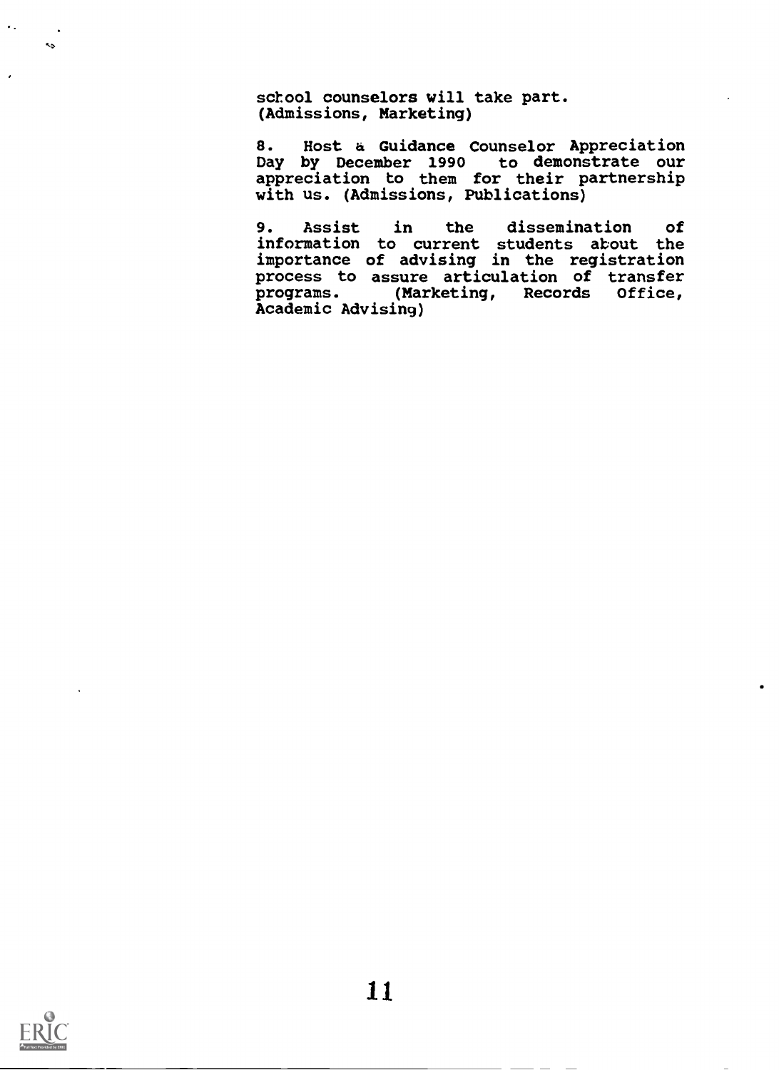school counselors will take part. (Admissions, Marketing)

8. Host a Guidance Counselor Appreciation Day by December 1990 to demonstrate our appreciation to them for their partnership with us. (Admissions, Publications)

9. Assist in the dissemination of information to current students about the importance of advising in the registration process to assure articulation of transfer programs. (Marketing, Records Office, Academic Advising)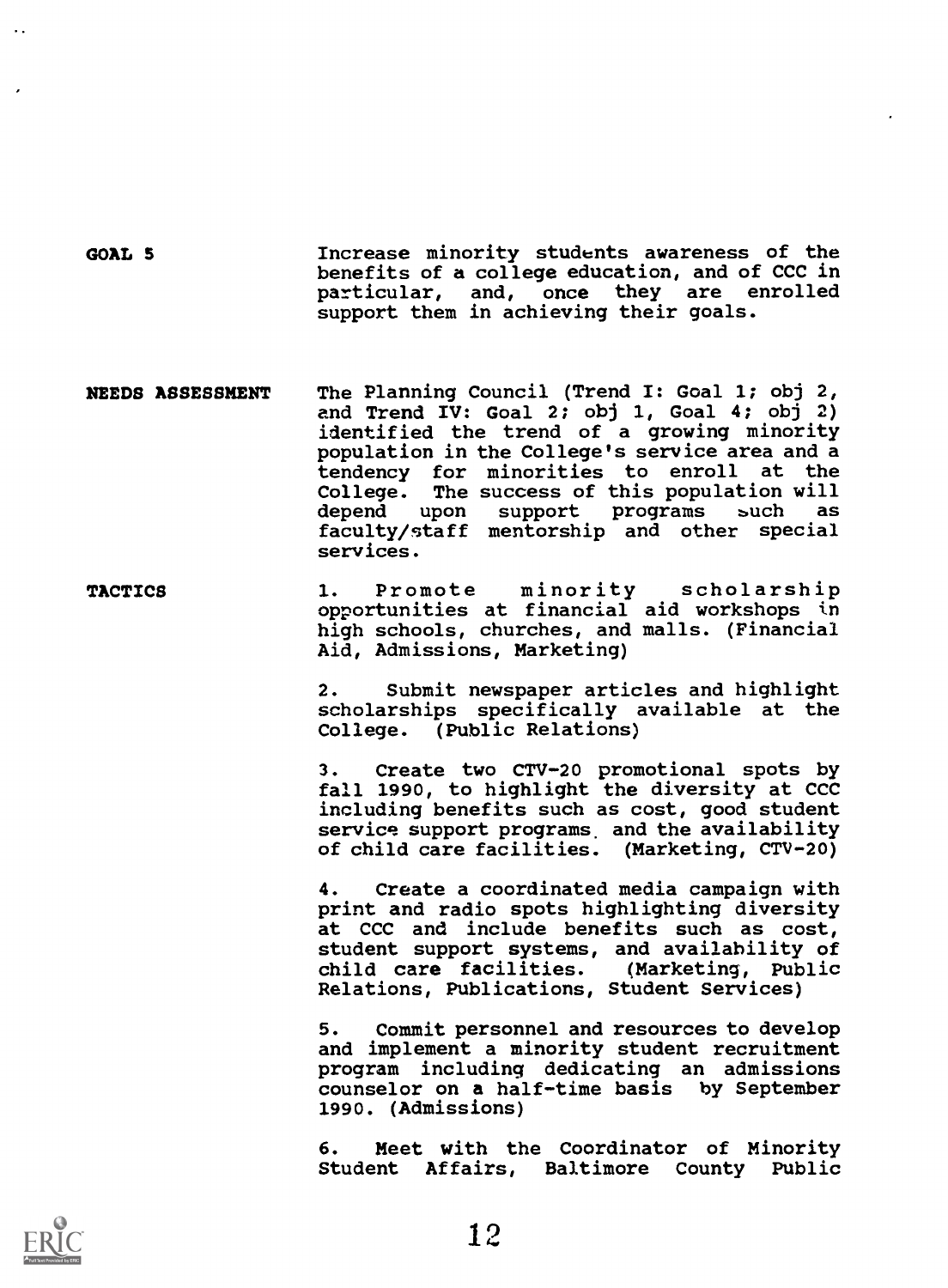**GOAL 5**

Increase minority students awareness of the benefits of a college education, and of CCC in particular, and, once they are enrolled support them in achieving their goals.

**NEEDS ASSESSMENT**

The Planning Council (Trend I: Goal 1; obj 2, and Trend IV: Goal 2; obj 1, Goal 4; obj 2) identified the trend of a growing minority population in the College's service area and a tendency for minorities to enroll at the College. The success of this population will depend upon support programs such as faculty/staff mentorship and other special services.

**TACTICS**

1. Promote minority scholarship opportunities at financial aid workshops in high schools, churches, and malls. (Financial Aid, Admissions, Marketing)

2. Submit newspaper articles and highlight scholarships specifically available at the College. (Public Relations)

3. Create two CTV-20 promotional spots by fall 1990, to highlight the diversity at CCC including benefits such as cost, good student service support programs and the availability of child care facilities. (Marketing, CTV-20)

4. Create a coordinated media campaign with print and radio spots highlighting diversity at CCC and include benefits such as cost, student support systems, and availability of child care facilities. (Marketing, Public Relations, Publications, Student Services)

5. Commit personnel and resources to develop and implement a minority student recruitment program including dedicating an admissions counselor on a half-time basis by September 1990. (Admissions)

6. Meet with the Coordinator of Minority Student Affairs, Baltimore County Public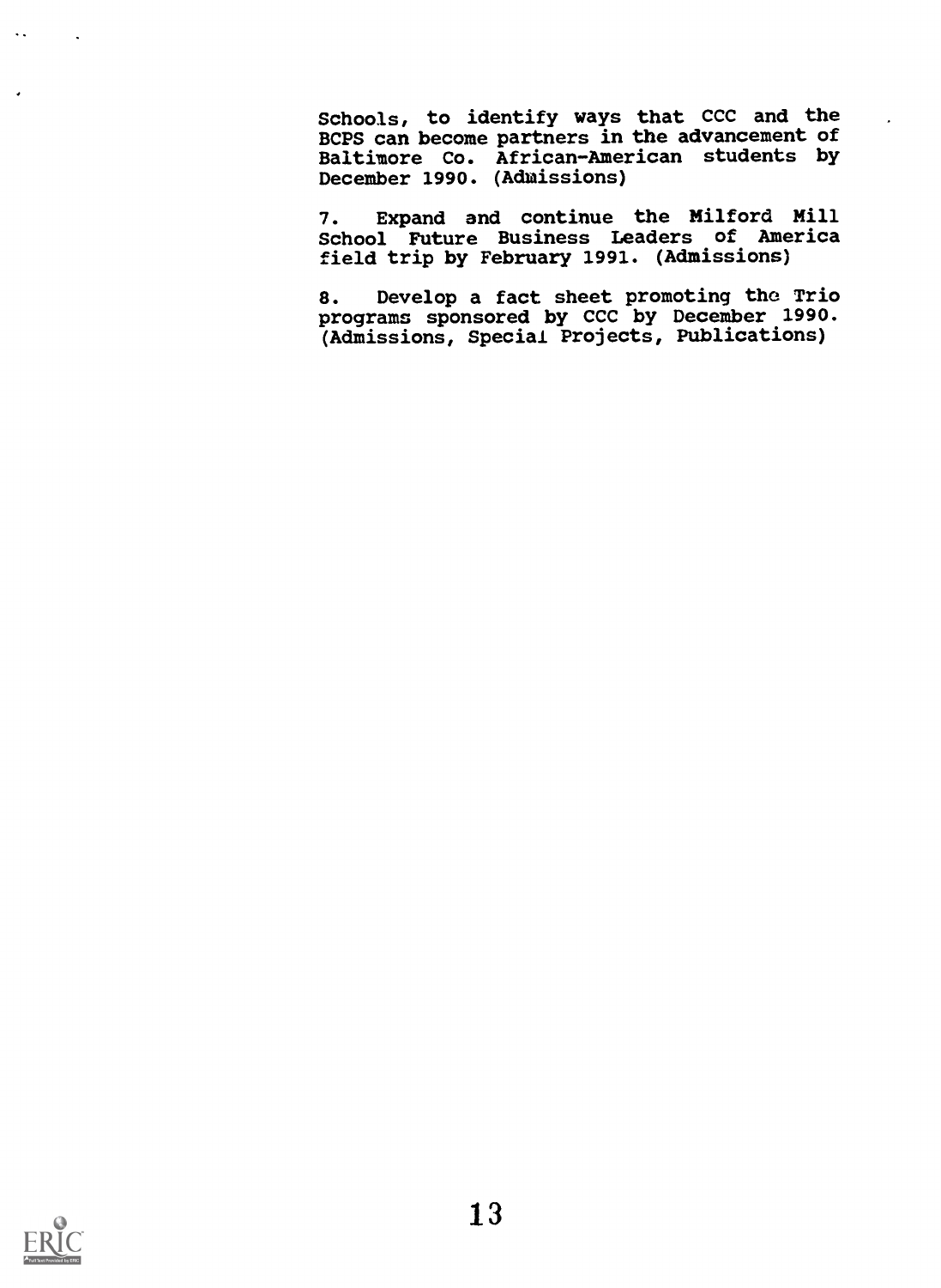Schools, to identify ways that CCC and the BCPS can become partners in the advancement of Baltimore Co. African-American students by December 1990. (Admissions)

7. Expand and continue the Milford Mill School Future Business Leaders of America field trip by February 1991. (Admissions)

8. Develop a fact sheet promoting the Trio programs sponsored by CCC by December 1990. (Admissions, Special Projects, Publications)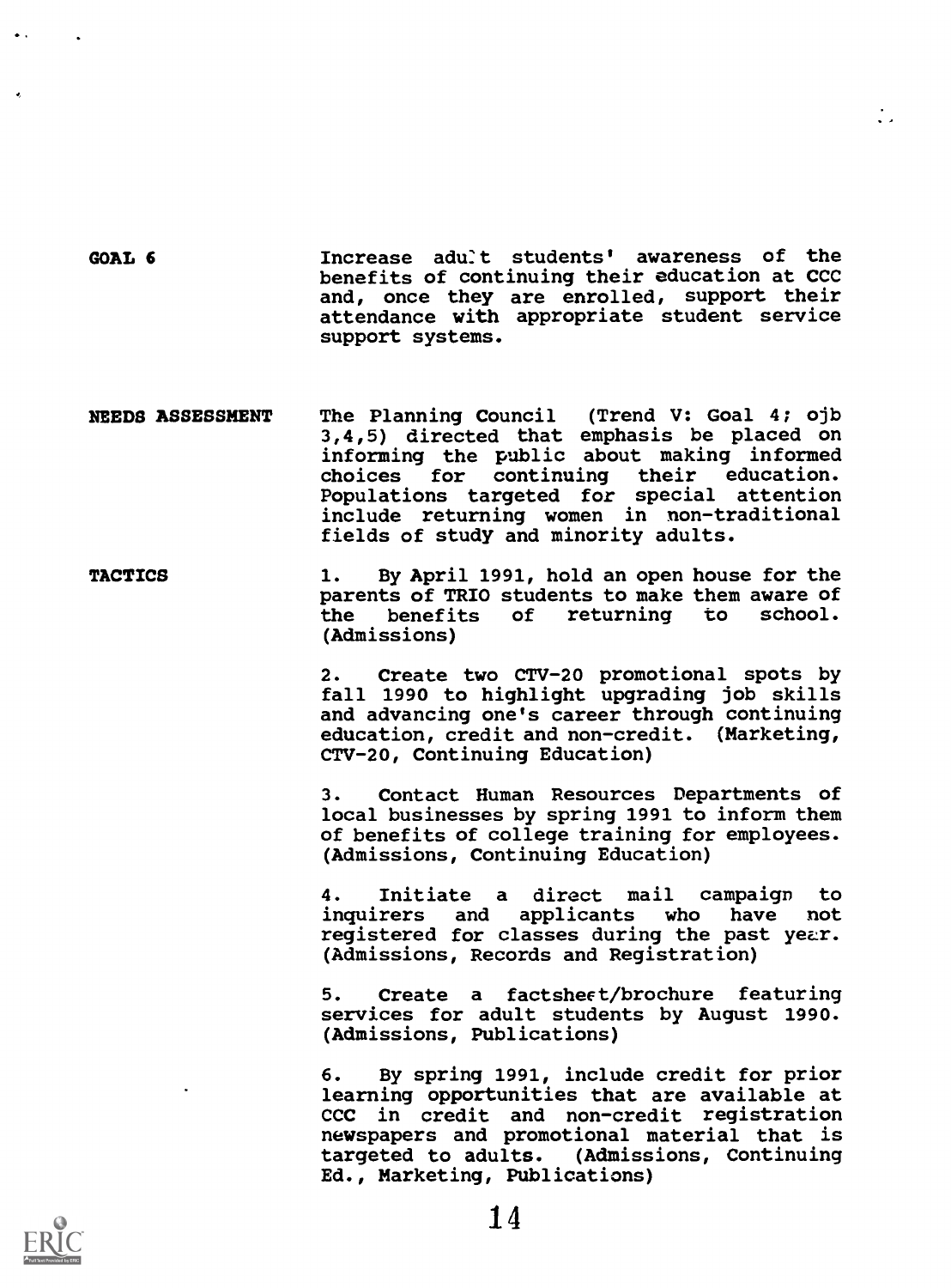**GOAL 6**

Increase adult students' awareness of the benefits of continuing their education at CCC and, once they are enrolled, support their attendance with appropriate student service support systems.

**NEEDS ASSESSMENT**

The Planning Council (Trend V: Goal 4; ojb 3,4,5) directed that emphasis be placed on informing the public about making informed choices for continuing their education. Populations targeted for special attention include returning women in non-traditional fields of study and minority adults.

**TACTICS**

1. By April 1991, hold an open house for the parents of TRIO students to make them aware of the benefits of returning to school. (Admissions)

2. Create two CTV-20 promotional spots by fall 1990 to highlight upgrading job skills and advancing one's career through continuing education, credit and non-credit. (Marketing, CTV-20, Continuing Education)

3. Contact Human Resources Departments of local businesses by spring 1991 to inform them of benefits of college training for employees. (Admissions, Continuing Education)

4. Initiate a direct mail campaign to inquirers and applicants who have not registered for classes during the past year. (Admissions, Records and Registration)

5. Create a factsheet/brochure featuring services for adult students by August 1990. (Admissions, Publications)

6. By spring 1991, include credit for prior learning opportunities that are available at CCC in credit and non-credit registration newspapers and promotional material that is targeted to adults. (Admissions, Continuing Ed., Marketing, Publications)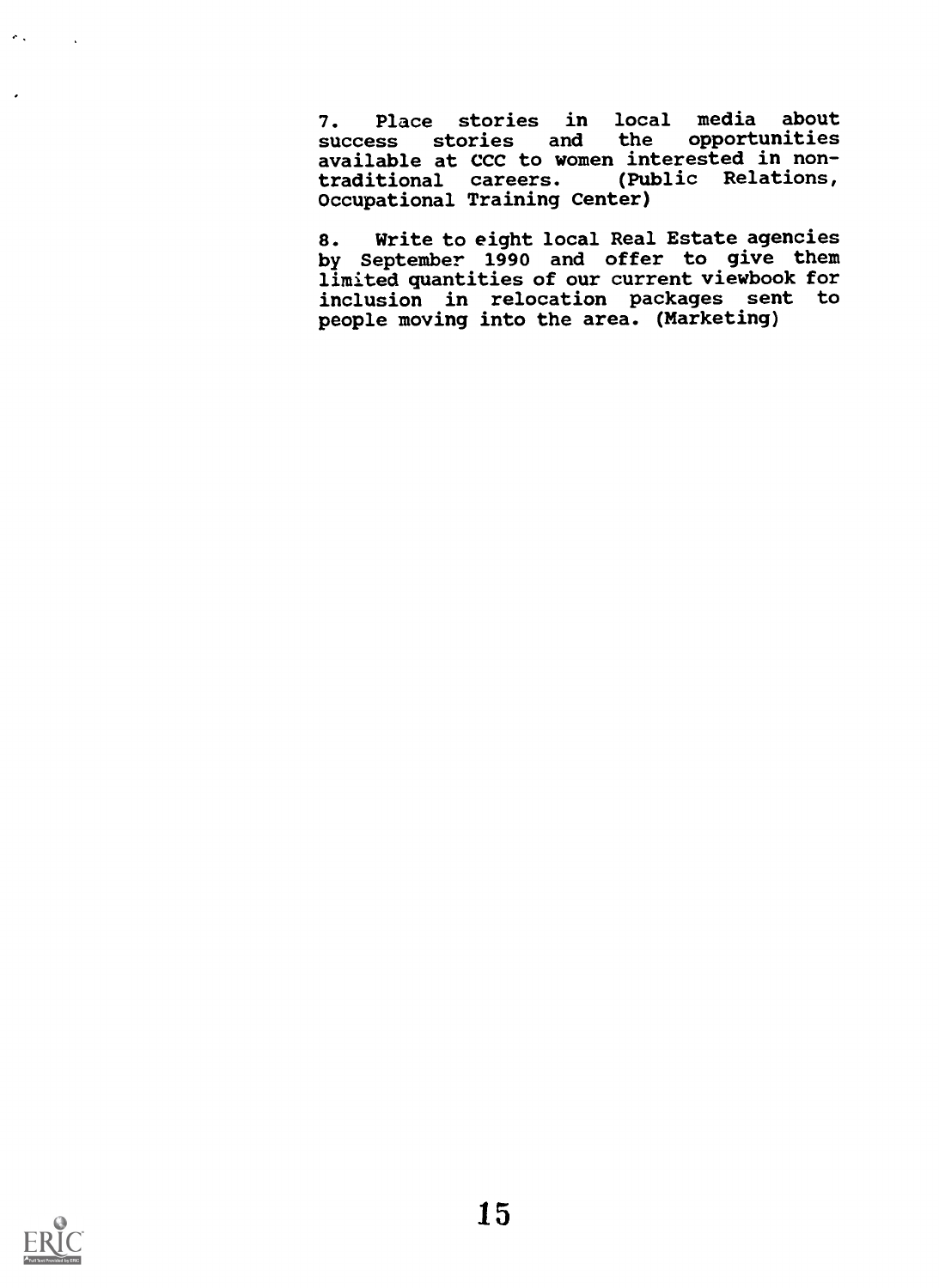7. Place stories in local media about success stories and the opportunities available at CCC to women interested in non-traditional careers. (Public Relations, Occupational Training Center)

8. Write to eight local Real Estate agencies by September 1990 and offer to give them limited quantities of our current viewbook for inclusion in relocation packages sent to people moving into the area. (Marketing)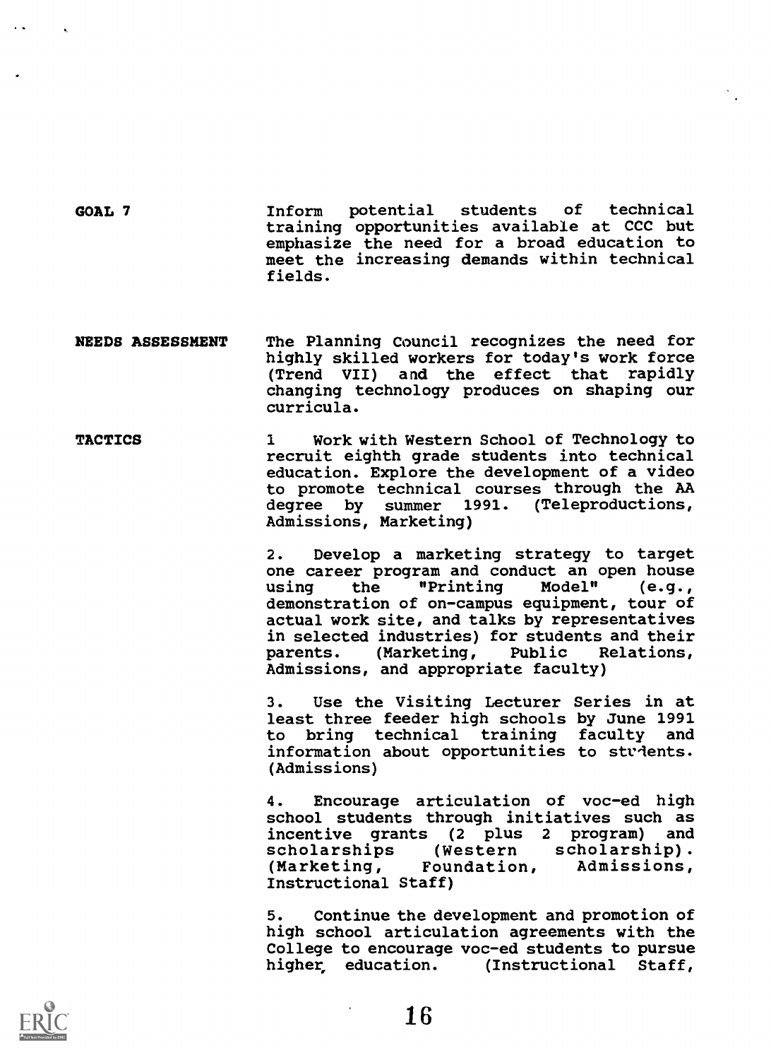**GOAL 7**

Inform potential students of technical training opportunities available at CCC but emphasize the need for a broad education to meet the increasing demands within technical fields.

**NEEDS ASSESSMENT**

The Planning Council recognizes the need for highly skilled workers for today's work force (Trend VII) and the effect that rapidly changing technology produces on shaping our curricula.

**TACTICS**

1 Work with Western School of Technology to recruit eighth grade students into technical education. Explore the development of a video to promote technical courses through the AA degree by summer 1991. (Teleproductions, Admissions, Marketing)

2. Develop a marketing strategy to target one career program and conduct an open house using the "Printing Model" (e.g., demonstration of on-campus equipment, tour of actual work site, and talks by representatives in selected industries) for students and their parents. (Marketing, Public Relations, Admissions, and appropriate faculty)

3. Use the Visiting Lecturer Series in at least three feeder high schools by June 1991 to bring technical training faculty and information about opportunities to students. (Admissions)

4. Encourage articulation of voc-ed high school students through initiatives such as incentive grants (2 plus 2 program) and scholarships (Western scholarship). (Marketing, Foundation, Admissions, Instructional Staff)

5. Continue the development and promotion of high school articulation agreements with the College to encourage voc-ed students to pursue higher education. (Instructional Staff,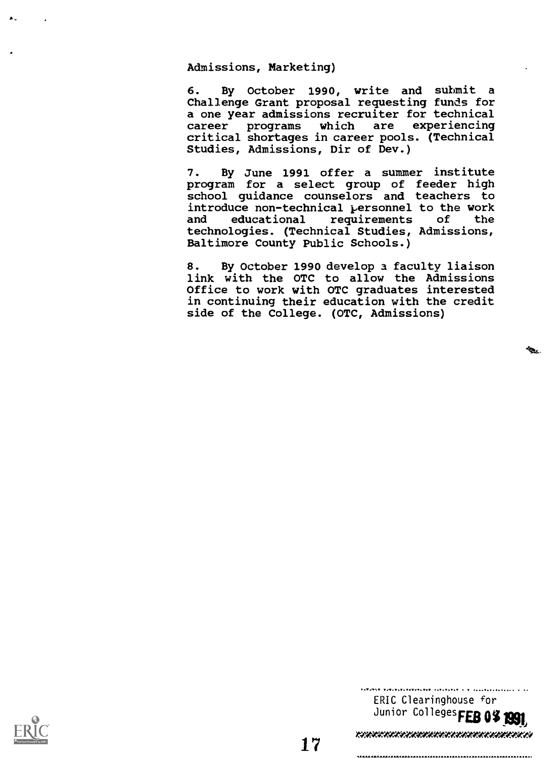Admissions, Marketing)

6. By October 1990, write and submit a Challenge Grant proposal requesting funds for a one year admissions recruiter for technical career programs which are experiencing critical shortages in career pools. (Technical Studies, Admissions, Dir of Dev.)

7. By June 1991 offer a summer institute program for a select group of feeder high school guidance counselors and teachers to introduce non-technical personnel to the work and educational requirements of the technologies. (Technical Studies, Admissions, Baltimore County Public Schools.)

8. By October 1990 develop a faculty liaison link with the OTC to allow the Admissions Office to work with OTC graduates interested in continuing their education with the credit side of the College. (OTC, Admissions)

ERIC Clearinghouse for Junior Colleges FEB 08 1991